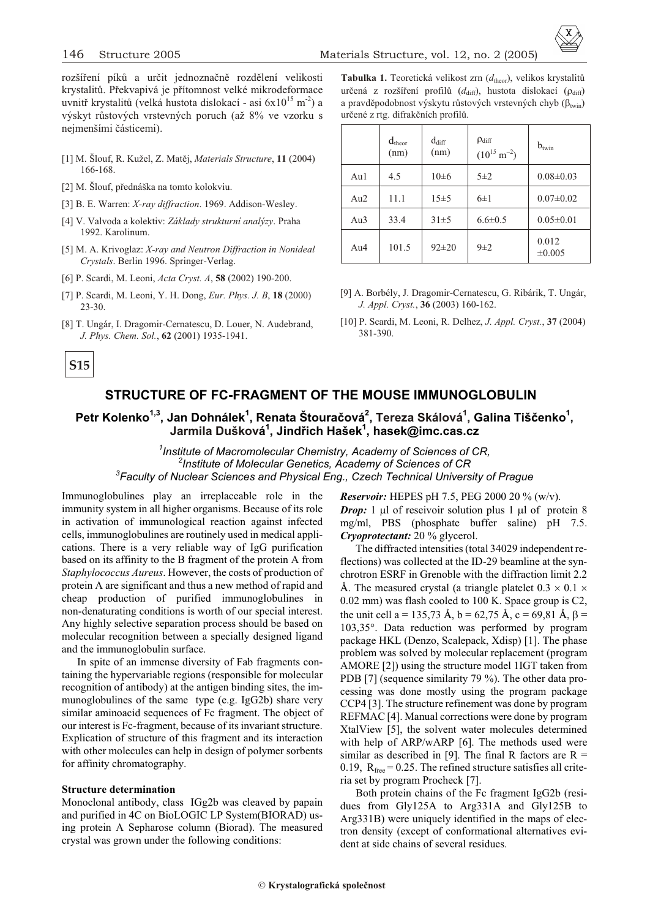rozšíření píků a určit jednoznačně rozdělení velikosti krystalitů. Překvapivá je přítomnost velké mikrodeformace uvnitř krystalitů (velká hustota dislokací - asi $6x10^{15}$ $m^{-2}$) a výskyt růstových vrstevných poruch (až 8% ve vzorku s nejmenšími částicemi).

[1] M. Šlouf, R. Kužel, Z. Matěj, *Materials Structure*, **11** (2004) 166-168.

[2] M. Šlouf, přednáška na tomto kolokviu.

[3] B. E. Warren: *X-ray diffraction*. 1969. Addison-Wesley.

[4] V. Valvoda a kolektiv: *Základy strukturní analýzy*. Praha 1992. Karolinum.

[5] M. A. Krivoglaz: *X-ray and Neutron Diffraction in Nonideal Crystals*. Berlin 1996. Springer-Verlag.

[6] P. Scardi, M. Leoni, *Acta Cryst. A*, **58** (2002) 190-200.

[7] P. Scardi, M. Leoni, Y. H. Dong, *Eur. Phys. J. B*, **18** (2000) 23-30.

[8] T. Ungár, I. Dragomir-Cernatescu, D. Louer, N. Audebrand, *J. Phys. Chem. Sol.*, **62** (2001) 1935-1941.

**Tabulka 1.** Teoretická velikost zrn ($d_{theor}$), velikos krystalitů určená z rozšíření profilů ($d_{diff}$), hustota dislokací ($\rho_{diff}$) a pravděpodobnost výskytu růstových vrstevných chyb ($\beta_{twin}$) určené z rtg. difrakčních profilů.

| | $d_{theor}$ (nm) | $d_{diff}$ (nm) | $\rho_{diff}$ ($10^{15}$ $m^{-2}$) | $b_{twin}$ |
|---|---|---|---|---|
| Au1 | 4.5 | 10±6 | 5±2 | 0.08±0.03 |
| Au2 | 11.1 | 15±5 | 6±1 | 0.07±0.02 |
| Au3 | 33.4 | 31±5 | 6.6±0.5 | 0.05±0.01 |
| Au4 | 101.5 | 92±20 | 9±2 | 0.012 ±0.005 |

[9] A. Borbély, J. Dragomir-Cernatescu, G. Ribárik, T. Ungár, *J. Appl. Cryst.*, **36** (2003) 160-162.

[10] P. Scardi, M. Leoni, R. Delhez, *J. Appl. Cryst.*, **37** (2004) 381-390.

**S15**

## STRUCTURE OF FC-FRAGMENT OF THE MOUSE IMMUNOGLOBULIN

**Petr Kolenko[1,3], Jan Dohnálek[1], Renata Štouračová[2], Tereza Skálová[1], Galina Tiščenko[1], Jarmila Dušková[1], Jindřich Hašek[1], hasek@imc.cas.cz**

*[1]Institute of Macromolecular Chemistry, Academy of Sciences of CR,*
*[2]Institute of Molecular Genetics, Academy of Sciences of CR*
*[3]Faculty of Nuclear Sciences and Physical Eng., Czech Technical University of Prague*

Immunoglobulines play an irreplaceable role in the immunity system in all higher organisms. Because of its role in activation of immunological reaction against infected cells, immunoglobulines are routinely used in medical applications. There is a very reliable way of IgG purification based on its affinity to the B fragment of the protein A from *Staphylococcus Aureus*. However, the costs of production of protein A are significant and thus a new method of rapid and cheap production of purified immunoglobulines in non-denaturating conditions is worth of our special interest. Any highly selective separation process should be based on molecular recognition between a specially designed ligand and the immunoglobulin surface.

In spite of an immense diversity of Fab fragments containing the hypervariable regions (responsible for molecular recognition of antibody) at the antigen binding sites, the immunoglobulines of the same type (e.g. IgG2b) share very similar aminoacid sequences of Fc fragment. The object of our interest is Fc-fragment, because of its invariant structure. Explication of structure of this fragment and its interaction with other molecules can help in design of polymer sorbents for affinity chromatography.

### Structure determination

Monoclonal antibody, class IGg2b was cleaved by papain and purified in 4C on BioLOGIC LP System(BIORAD) using protein A Sepharose column (Biorad). The measured crystal was grown under the following conditions:

***Reservoir:*** HEPES pH 7.5, PEG 2000 20 % (w/v).
***Drop:*** 1 μl of reseivoir solution plus 1 μl of protein 8 mg/ml, PBS (phosphate buffer saline) pH 7.5.
***Cryoprotectant:*** 20 % glycerol.

The diffracted intensities (total 34029 independent reflections) was collected at the ID-29 beamline at the synchrotron ESRF in Grenoble with the diffraction limit 2.2 Å. The measured crystal (a triangle platelet 0.3 × 0.1 × 0.02 mm) was flash cooled to 100 K. Space group is C2, the unit cell a = 135,73 Å, b = 62,75 Å, c = 69,81 Å, β = 103,35°. Data reduction was performed by program package HKL (Denzo, Scalepack, Xdisp) [1]. The phase problem was solved by molecular replacement (program AMORE [2]) using the structure model 1IGT taken from PDB [7] (sequence similarity 79 %). The other data processing was done mostly using the program package CCP4 [3]. The structure refinement was done by program REFMAC [4]. Manual corrections were done by program XtalView [5], the solvent water molecules determined with help of ARP/wARP [6]. The methods used were similar as described in [9]. The final R factors are R = 0.19, $R_{free}$ = 0.25. The refined structure satisfies all criteria set by program Procheck [7].

Both protein chains of the Fc fragment IgG2b (residues from Gly125A to Arg331A and Gly125B to Arg331B) were uniquely identified in the maps of electron density (except of conformational alternatives evident at side chains of several residues.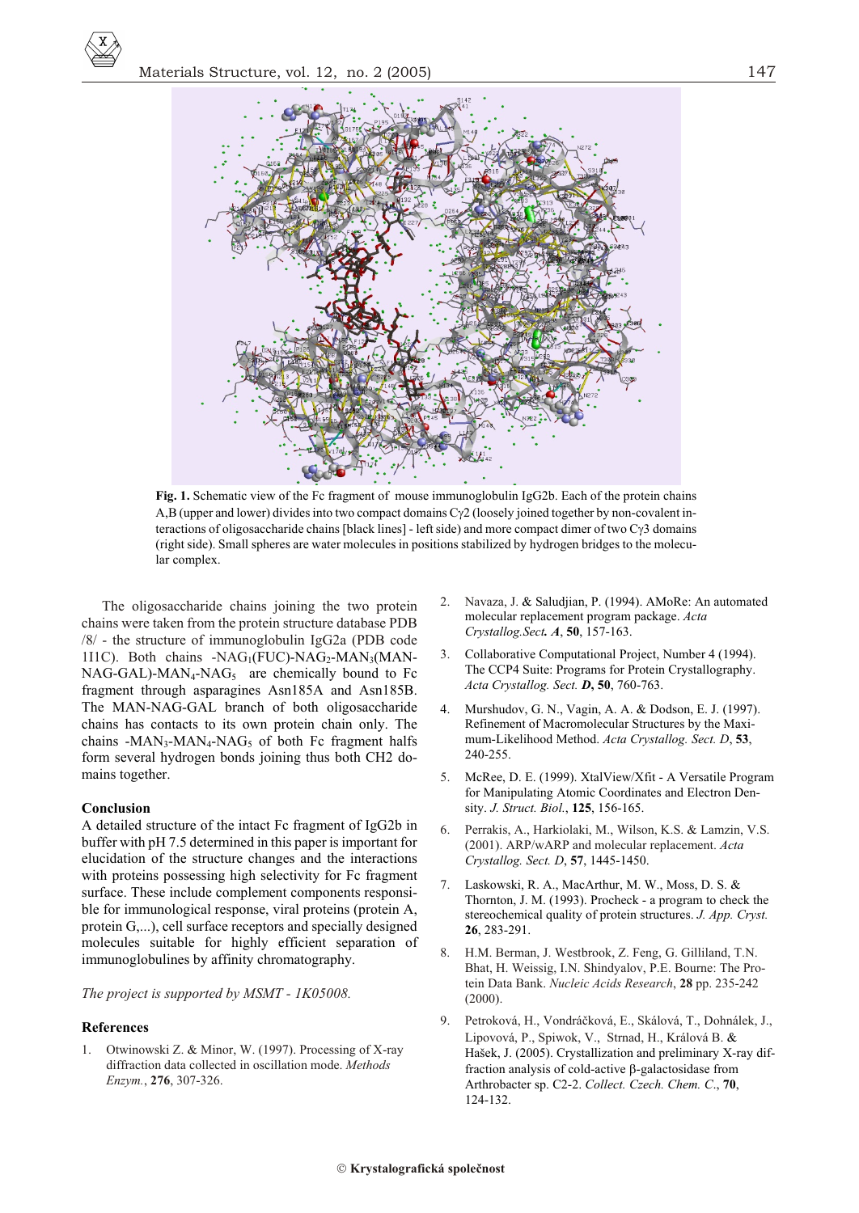**Fig. 1.** Schematic view of the Fc fragment of mouse immunoglobulin IgG2b. Each of the protein chains A,B (upper and lower) divides into two compact domains C$\gamma$2 (loosely joined together by non-covalent interactions of oligosaccharide chains [black lines] - left side) and more compact dimer of two C$\gamma$3 domains (right side). Small spheres are water molecules in positions stabilized by hydrogen bridges to the molecular complex.

The oligosaccharide chains joining the two protein chains were taken from the protein structure database PDB /8/ - the structure of immunoglobulin IgG2a (PDB code 1I1C). Both chains -$NAG_1$(FUC)-$NAG_2$-$MAN_3$(MAN-NAG-GAL)-$MAN_4$-$NAG_5$ are chemically bound to Fc fragment through asparagines Asn185A and Asn185B. The MAN-NAG-GAL branch of both oligosaccharide chains has contacts to its own protein chain only. The chains -$MAN_3$-$MAN_4$-$NAG_5$ of both Fc fragment halfs form several hydrogen bonds joining thus both CH2 domains together.

## Conclusion

A detailed structure of the intact Fc fragment of IgG2b in buffer with pH 7.5 determined in this paper is important for elucidation of the structure changes and the interactions with proteins possessing high selectivity for Fc fragment surface. These include complement components responsible for immunological response, viral proteins (protein A, protein G,...), cell surface receptors and specially designed molecules suitable for highly efficient separation of immunoglobulines by affinity chromatography.

*The project is supported by MSMT - 1K05008.*

## References

1. Otwinowski Z. & Minor, W. (1997). Processing of X-ray diffraction data collected in oscillation mode. *Methods Enzym.*, **276**, 307-326.
2. Navaza, J. & Saludjian, P. (1994). AMoRe: An automated molecular replacement program package. *Acta Crystallog.Sect.* ***A***, **50**, 157-163.
3. Collaborative Computational Project, Number 4 (1994). The CCP4 Suite: Programs for Protein Crystallography. *Acta Crystallog. Sect.* ***D***, **50**, 760-763.
4. Murshudov, G. N., Vagin, A. A. & Dodson, E. J. (1997). Refinement of Macromolecular Structures by the Maximum-Likelihood Method. *Acta Crystallog. Sect. D*, **53**, 240-255.
5. McRee, D. E. (1999). XtalView/Xfit - A Versatile Program for Manipulating Atomic Coordinates and Electron Density. *J. Struct. Biol.*, **125**, 156-165.
6. Perrakis, A., Harkiolaki, M., Wilson, K.S. & Lamzin, V.S. (2001). ARP/wARP and molecular replacement. *Acta Crystallog. Sect. D*, **57**, 1445-1450.
7. Laskowski, R. A., MacArthur, M. W., Moss, D. S. & Thornton, J. M. (1993). Procheck - a program to check the stereochemical quality of protein structures. *J. App. Cryst.* **26**, 283-291.
8. H.M. Berman, J. Westbrook, Z. Feng, G. Gilliland, T.N. Bhat, H. Weissig, I.N. Shindyalov, P.E. Bourne: The Protein Data Bank. *Nucleic Acids Research*, **28** pp. 235-242 (2000).
9. Petroková, H., Vondráčková, E., Skálová, T., Dohnálek, J., Lipovová, P., Spiwok, V., Strnad, H., Králová B. & Hašek, J. (2005). Crystallization and preliminary X-ray diffraction analysis of cold-active β-galactosidase from Arthrobacter sp. C2-2. *Collect. Czech. Chem. C.*, **70**, 124-132.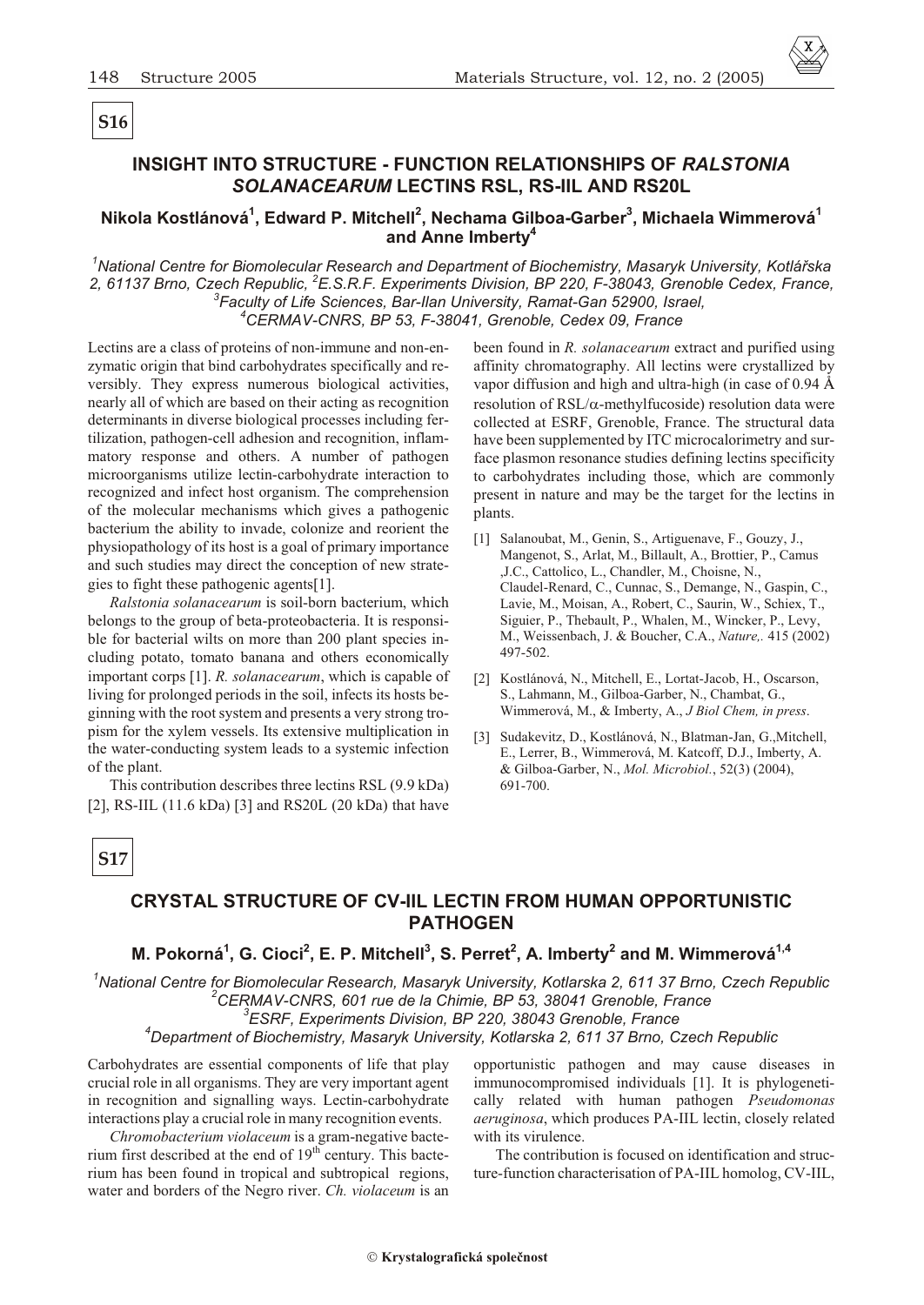**S16**

## INSIGHT INTO STRUCTURE - FUNCTION RELATIONSHIPS OF *RALSTONIA SOLANACEARUM* LECTINS RSL, RS-IIL AND RS20L

### Nikola Kostlánová[1], Edward P. Mitchell[2], Nechama Gilboa-Garber[3], Michaela Wimmerová[1] and Anne Imberty[4]

*[1]National Centre for Biomolecular Research and Department of Biochemistry, Masaryk University, Kotlářska 2, 61137 Brno, Czech Republic, [2]E.S.R.F. Experiments Division, BP 220, F-38043, Grenoble Cedex, France, [3]Faculty of Life Sciences, Bar-Ilan University, Ramat-Gan 52900, Israel, [4]CERMAV-CNRS, BP 53, F-38041, Grenoble, Cedex 09, France*

Lectins are a class of proteins of non-immune and non-enzymatic origin that bind carbohydrates specifically and reversibly. They express numerous biological activities, nearly all of which are based on their acting as recognition determinants in diverse biological processes including fertilization, pathogen-cell adhesion and recognition, inflammatory response and others. A number of pathogen microorganisms utilize lectin-carbohydrate interaction to recognized and infect host organism. The comprehension of the molecular mechanisms which gives a pathogenic bacterium the ability to invade, colonize and reorient the physiopathology of its host is a goal of primary importance and such studies may direct the conception of new strategies to fight these pathogenic agents[1].

*Ralstonia solanacearum* is soil-born bacterium, which belongs to the group of beta-proteobacteria. It is responsible for bacterial wilts on more than 200 plant species including potato, tomato banana and others economically important corps [1]. *R. solanacearum*, which is capable of living for prolonged periods in the soil, infects its hosts beginning with the root system and presents a very strong tropism for the xylem vessels. Its extensive multiplication in the water-conducting system leads to a systemic infection of the plant.

This contribution describes three lectins RSL (9.9 kDa) [2], RS-IIL (11.6 kDa) [3] and RS20L (20 kDa) that have been found in *R. solanacearum* extract and purified using affinity chromatography. All lectins were crystallized by vapor diffusion and high and ultra-high (in case of 0.94 Å resolution of RSL/$\alpha$-methylfucoside) resolution data were collected at ESRF, Grenoble, France. The structural data have been supplemented by ITC microcalorimetry and surface plasmon resonance studies defining lectins specificity to carbohydrates including those, which are commonly present in nature and may be the target for the lectins in plants.

[1] Salanoubat, M., Genin, S., Artiguenave, F., Gouzy, J., Mangenot, S., Arlat, M., Billault, A., Brottier, P., Camus ,J.C., Cattolico, L., Chandler, M., Choisne, N., Claudel-Renard, C., Cunnac, S., Demange, N., Gaspin, C., Lavie, M., Moisan, A., Robert, C., Saurin, W., Schiex, T., Siguier, P., Thebault, P., Whalen, M., Wincker, P., Levy, M., Weissenbach, J. & Boucher, C.A., *Nature,*. 415 (2002) 497-502.

[2] Kostlánová, N., Mitchell, E., Lortat-Jacob, H., Oscarson, S., Lahmann, M., Gilboa-Garber, N., Chambat, G., Wimmerová, M., & Imberty, A., *J Biol Chem, in press*.

[3] Sudakevitz, D., Kostlánová, N., Blatman-Jan, G.,Mitchell, E., Lerrer, B., Wimmerová, M. Katcoff, D.J., Imberty, A. & Gilboa-Garber, N., *Mol. Microbiol.*, 52(3) (2004), 691-700.

**S17**

## CRYSTAL STRUCTURE OF CV-IIL LECTIN FROM HUMAN OPPORTUNISTIC PATHOGEN

### M. Pokorná[1], G. Cioci[2], E. P. Mitchell[3], S. Perret[2], A. Imberty[2] and M. Wimmerová[1,4]

*[1]National Centre for Biomolecular Research, Masaryk University, Kotlarska 2, 611 37 Brno, Czech Republic*
*[2]CERMAV-CNRS, 601 rue de la Chimie, BP 53, 38041 Grenoble, France*
*[3]ESRF, Experiments Division, BP 220, 38043 Grenoble, France*
*[4]Department of Biochemistry, Masaryk University, Kotlarska 2, 611 37 Brno, Czech Republic*

Carbohydrates are essential components of life that play crucial role in all organisms. They are very important agent in recognition and signalling ways. Lectin-carbohydrate interactions play a crucial role in many recognition events.

*Chromobacterium violaceum* is a gram-negative bacterium first described at the end of 19th century. This bacterium has been found in tropical and subtropical regions, water and borders of the Negro river. *Ch. violaceum* is an opportunistic pathogen and may cause diseases in immunocompromised individuals [1]. It is phylogenetically related with human pathogen *Pseudomonas aeruginosa*, which produces PA-IIL lectin, closely related with its virulence.

The contribution is focused on identification and structure-function characterisation of PA-IIL homolog, CV-IIL,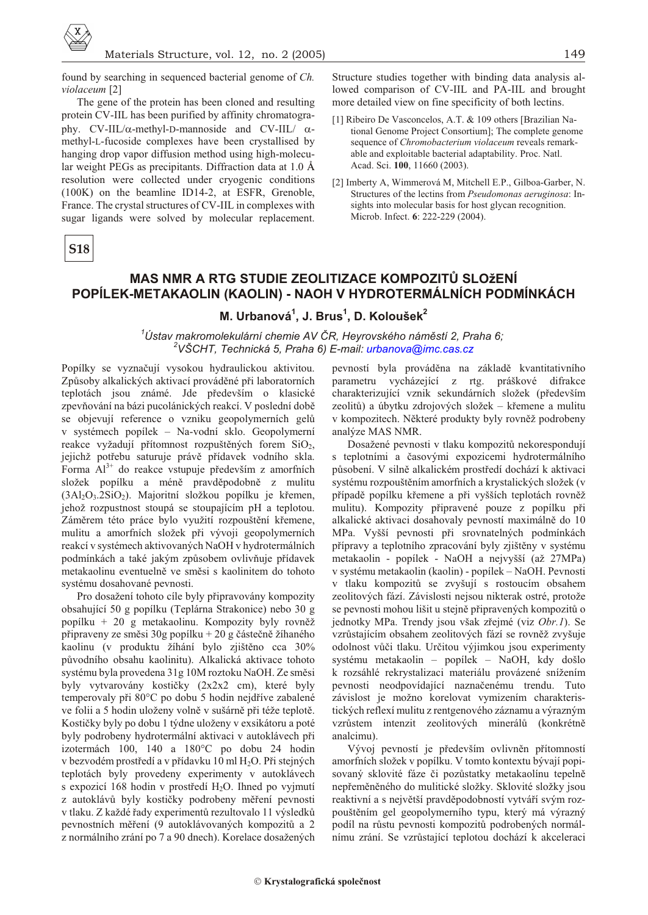found by searching in sequenced bacterial genome of *Ch. violaceum* [2]

The gene of the protein has been cloned and resulting protein CV-IIL has been purified by affinity chromatography. CV-IIL/α-methyl-D-mannoside and CV-IIL/ α-methyl-L-fucoside complexes have been crystallised by hanging drop vapor diffusion method using high-molecular weight PEGs as precipitants. Diffraction data at 1.0 Å resolution were collected under cryogenic conditions (100K) on the beamline ID14-2, at ESFR, Grenoble, France. The crystal structures of CV-IIL in complexes with sugar ligands were solved by molecular replacement. Structure studies together with binding data analysis allowed comparison of CV-IIL and PA-IIL and brought more detailed view on fine specificity of both lectins.

[1] Ribeiro De Vasconcelos, A.T. & 109 others [Brazilian National Genome Project Consortium]; The complete genome sequence of *Chromobacterium violaceum* reveals remarkable and exploitable bacterial adaptability. Proc. Natl. Acad. Sci. **100**, 11660 (2003).

[2] Imberty A, Wimmerová M, Mitchell E.P., Gilboa-Garber, N. Structures of the lectins from *Pseudomonas aeruginosa*: Insights into molecular basis for host glycan recognition. Microb. Infect. **6**: 222-229 (2004).

**S18**

## MAS NMR A RTG STUDIE ZEOLITIZACE KOMPOZITŮ SLOžENÍ POPÍLEK-METAKAOLIN (KAOLIN) - NAOH V HYDROTERMÁLNÍCH PODMÍNKÁCH

**M. Urbanová[1], J. Brus[1], D. Koloušek[2]**

*[1]Ústav makromolekulární chemie AV ČR, Heyrovského náměstí 2, Praha 6;*
*[2]VŠCHT, Technická 5, Praha 6) E-mail: urbanova@imc.cas.cz*

Popílky se vyznačují vysokou hydraulickou aktivitou. Způsoby alkalických aktivací prováděné při laboratorních teplotách jsou známé. Jde především o klasické zpevňování na bázi pucolánických reakcí. V poslední době se objevují reference o vzniku geopolymerních gelů v systémech popílek – Na-vodní sklo. Geopolymerní reakce vyžadují přítomnost rozpuštěných forem $SiO_2$, jejichž potřebu saturuje právě přídavek vodního skla. Forma $Al^{3+}$ do reakce vstupuje především z amorfních složek popílku a méně pravděpodobně z mulitu ($3Al_2O_3.2SiO_2$). Majoritní složkou popílku je křemen, jehož rozpustnost stoupá se stoupajícím pH a teplotou. Záměrem této práce bylo využití rozpouštění křemene, mulitu a amorfních složek při vývoji geopolymerních reakcí v systémech aktivovaných NaOH v hydrotermálních podmínkách a také jakým způsobem ovlivňuje přídavek metakaolinu eventuelně ve směsi s kaolinitem do tohoto systému dosahované pevnosti.

Pro dosažení tohoto cíle byly připravovány kompozity obsahující 50 g popílku (Teplárna Strakonice) nebo 30 g popílku + 20 g metakaolinu. Kompozity byly rovněž připraveny ze směsi 30g popílku + 20 g částečně žíhaného kaolinu (v produktu žíhání bylo zjištěno cca 30% původního obsahu kaolinitu). Alkalická aktivace tohoto systému byla provedena 31g 10M roztoku NaOH. Ze směsi byly vytvarovány kostičky (2x2x2 cm), které byly temperovaly při 80°C po dobu 5 hodin nejdříve zabalené ve folii a 5 hodin uloženy volně v sušárně při téže teplotě. Kostičky byly po dobu 1 týdne uloženy v exsikátoru a poté byly podrobeny hydrotermální aktivaci v autoklávech při izotermách 100, 140 a 180°C po dobu 24 hodin v bezvodém prostředí a v přídavku 10 ml $H_2O$. Při stejných teplotách byly provedeny experimenty v autoklávech s expozicí 168 hodin v prostředí $H_2O$. Ihned po vyjmutí z autoklávů byly kostičky podrobeny měření pevnosti v tlaku. Z každé řady experimentů rezultovalo 11 výsledků pevnostních měření (9 autoklávovaných kompozitů a 2 z normálního zrání po 7 a 90 dnech). Korelace dosažených pevností byla prováděna na základě kvantitativního parametru vycházející z rtg. práškové difrakce charakterizující vznik sekundárních složek (především zeolitů) a úbytku zdrojových složek – křemene a mulitu v kompozitech. Některé produkty byly rovněž podrobeny analýze MAS NMR.

Dosažené pevnosti v tlaku kompozitů nekorespondují s teplotními a časovými expozicemi hydrotermálního působení. V silně alkalickém prostředí dochází k aktivaci systému rozpouštěním amorfních a krystalických složek (v případě popílku křemene a při vyšších teplotách rovněž mulitu). Kompozity připravené pouze z popílku při alkalické aktivaci dosahovaly pevností maximálně do 10 MPa. Vyšší pevnosti při srovnatelných podmínkách přípravy a teplotního zpracování byly zjištěny v systému metakaolin - popílek - NaOH a nejvyšší (až 27MPa) v systému metakaolin (kaolin) - popílek – NaOH. Pevnosti v tlaku kompozitů se zvyšují s rostoucím obsahem zeolitových fází. Závislosti nejsou nikterak ostré, protože se pevnosti mohou lišit u stejně připravených kompozitů o jednotky MPa. Trendy jsou však zřejmé (viz *Obr.1*). Se vzrůstajícím obsahem zeolitových fází se rovněž zvyšuje odolnost vůči tlaku. Určitou výjimkou jsou experimenty systému metakaolin – popílek – NaOH, kdy došlo k rozsáhlé rekrystalizaci materiálu provázené snížením pevnosti neodpovídající naznačenému trendu. Tuto závislost je možno korelovat vymizením charakteristických reflexí mulitu z rentgenového záznamu a výrazným vzrůstem intenzit zeolitových minerálů (konkrétně analcimu).

Vývoj pevností je především ovlivněn přítomností amorfních složek v popílku. V tomto kontextu bývají popisovaný sklovité fáze či pozůstatky metakaolinu tepelně nepřeměněného do mulitické složky. Sklovité složky jsou reaktivní a s největší pravděpodobností vytváří svým rozpouštěním gel geopolymerního typu, který má výrazný podíl na růstu pevnosti kompozitů podrobených normálnímu zrání. Se vzrůstající teplotou dochází k akceleraci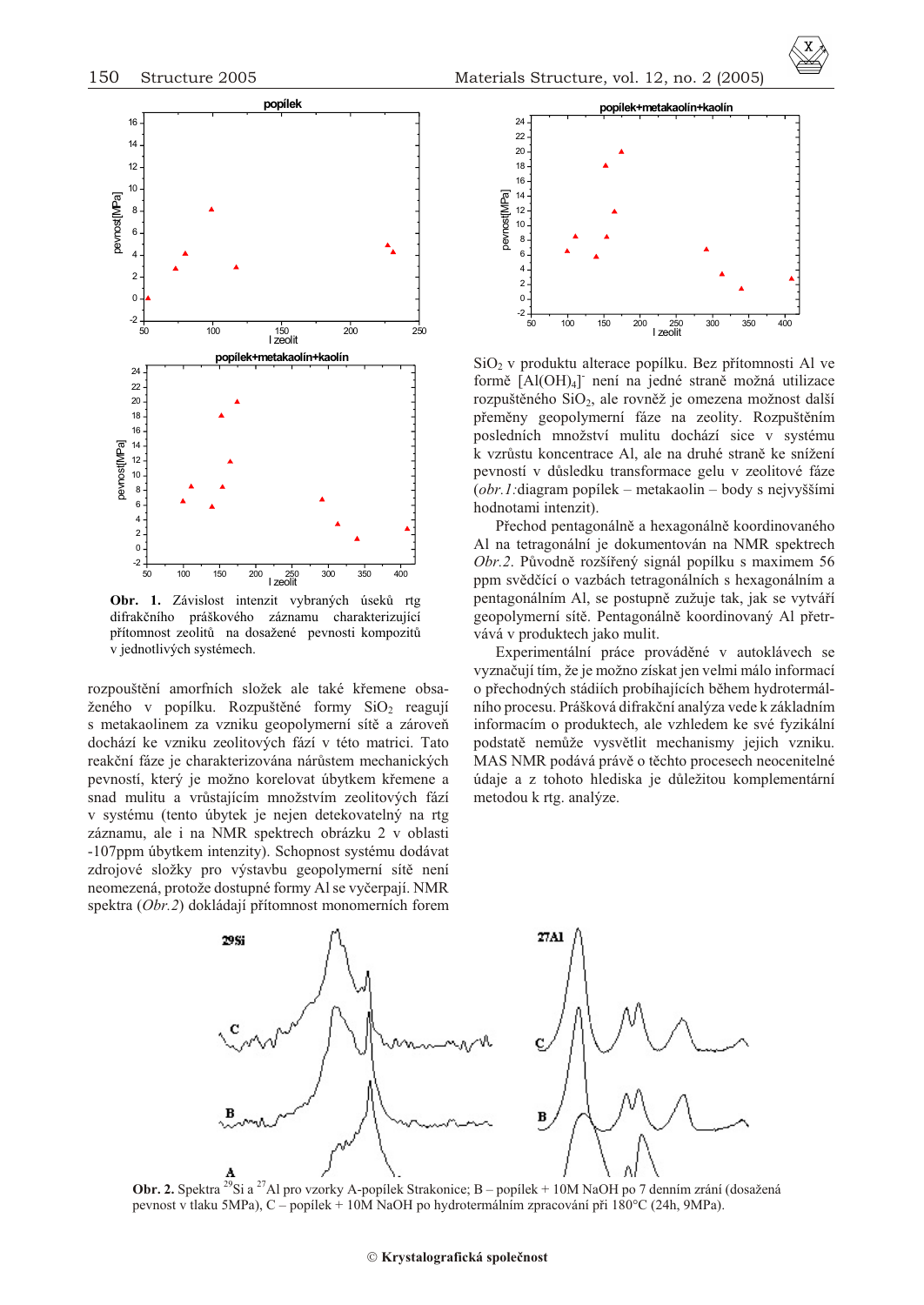**Obr. 1.** Závislost intenzit vybraných úseků rtg difrakčního práškového záznamu charakterizující přítomnost zeolitů na dosažené pevnosti kompozitů v jednotlivých systémech.

rozpouštění amorfních složek ale také křemene obsaženého v popílku. Rozpuštěné formy $SiO_2$ reagují s metakaolinem za vzniku geopolymerní sítě a zároveň dochází ke vzniku zeolitových fází v této matrici. Tato reakční fáze je charakterizována nárůstem mechanických pevností, který je možno korelovat úbytkem křemene a snad mulitu a vrůstajícím množstvím zeolitových fází v systému (tento úbytek je nejen detekovatelný na rtg záznamu, ale i na NMR spektrech obrázku 2 v oblasti -107ppm úbytkem intenzity). Schopnost systému dodávat zdrojové složky pro výstavbu geopolymerní sítě není neomezená, protože dostupné formy Al se vyčerpají. NMR spektra (*Obr.2*) dokládají přítomnost monomerních forem $SiO_2$ v produktu alterace popílku. Bez přítomnosti Al ve formě $[Al(OH)_4]^-$ není na jedné straně možná utilizace rozpuštěného $SiO_2$, ale rovněž je omezena možnost další přeměny geopolymerní fáze na zeolity. Rozpuštěním posledních množství mulitu dochází sice v systému k vzrůstu koncentrace Al, ale na druhé straně ke snížení pevnosti v důsledku transformace gelu v zeolitové fáze (*obr.1:*diagram popílek – metakaolin – body s nejvyššími hodnotami intenzit).

Přechod pentagonálně a hexagonálně koordinovaného Al na tetragonální je dokumentován na NMR spektrech *Obr.2*. Původně rozšířený signál popílku s maximem 56 ppm svědčící o vazbách tetragonálních s hexagonálním a pentagonálním Al, se postupně zužuje tak, jak se vytváří geopolymerní sítě. Pentagonálně koordinovaný Al přetrvává v produktech jako mulit.

Experimentální práce prováděné v autoklávech se vyznačují tím, že je možno získat jen velmi málo informací o přechodných stádiích probíhajících během hydrotermálního procesu. Prášková difrakční analýza vede k základním informacím o produktech, ale vzhledem ke své fyzikální podstatě nemůže vysvětlit mechanismy jejich vzniku. MAS NMR podává právě o těchto procesech neocenitelné údaje a z tohoto hlediska je důležitou komplementární metodou k rtg. analýze.

**Obr. 2.** Spektra $^{29}Si$ a $^{27}Al$ pro vzorky A-popílek Strakonice; B – popílek + 10M NaOH po 7 denním zrání (dosažená pevnost v tlaku 5MPa), C – popílek + 10M NaOH po hydrotermálním zpracování při 180°C (24h, 9MPa).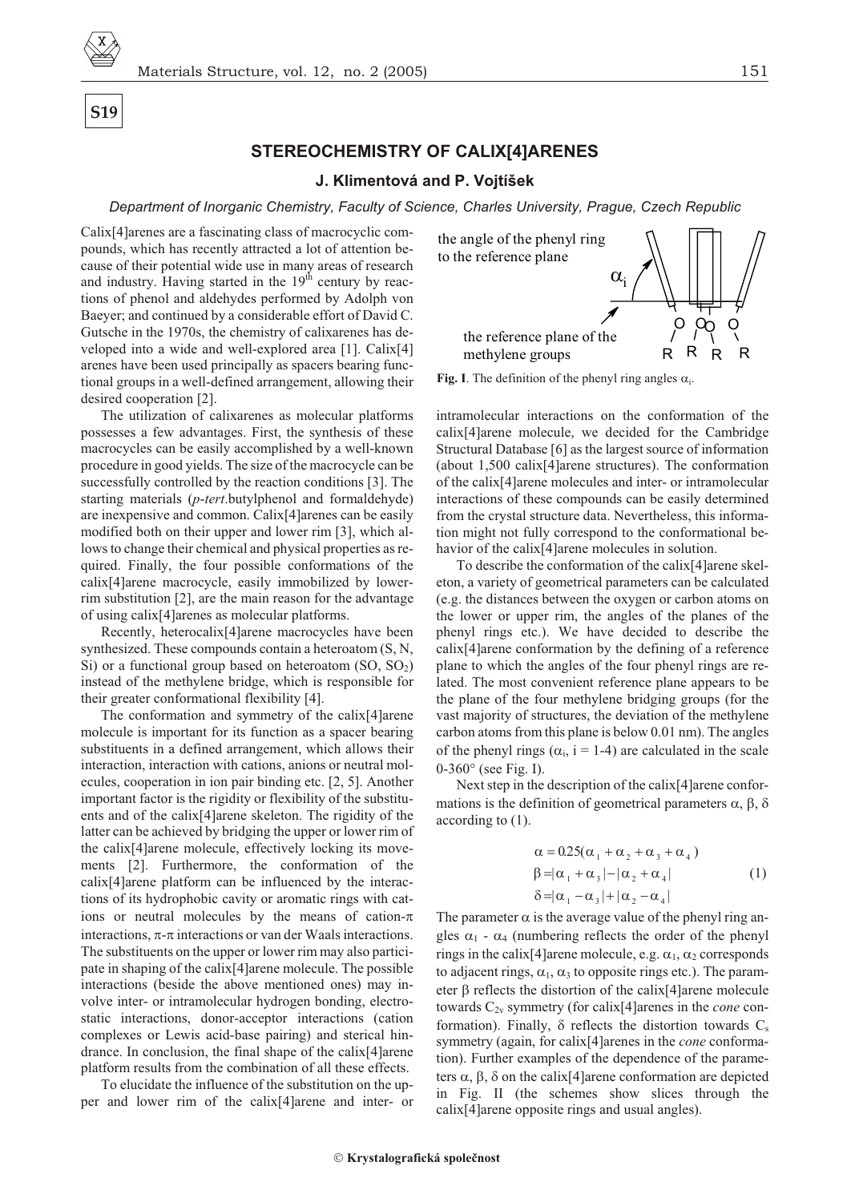**S19**

# STEREOCHEMISTRY OF CALIX[4]ARENES

### J. Klimentová and P. Vojtíšek

*Department of Inorganic Chemistry, Faculty of Science, Charles University, Prague, Czech Republic*

Calix[4]arenes are a fascinating class of macrocyclic compounds, which has recently attracted a lot of attention because of their potential wide use in many areas of research and industry. Having started in the $19^{th}$ century by reactions of phenol and aldehydes performed by Adolph von Baeyer; and continued by a considerable effort of David C. Gutsche in the 1970s, the chemistry of calixarenes has developed into a wide and well-explored area [1]. Calix[4]arenes have been used principally as spacers bearing functional groups in a well-defined arrangement, allowing their desired cooperation [2].

The utilization of calixarenes as molecular platforms possesses a few advantages. First, the synthesis of these macrocycles can be easily accomplished by a well-known procedure in good yields. The size of the macrocycle can be successfully controlled by the reaction conditions [3]. The starting materials (*p-tert.*butylphenol and formaldehyde) are inexpensive and common. Calix[4]arenes can be easily modified both on their upper and lower rim [3], which allows to change their chemical and physical properties as required. Finally, the four possible conformations of the calix[4]arene macrocycle, easily immobilized by lower-rim substitution [2], are the main reason for the advantage of using calix[4]arenes as molecular platforms.

Recently, heterocalix[4]arene macrocycles have been synthesized. These compounds contain a heteroatom (S, N, Si) or a functional group based on heteroatom (SO, $SO_2$) instead of the methylene bridge, which is responsible for their greater conformational flexibility [4].

The conformation and symmetry of the calix[4]arene molecule is important for its function as a spacer bearing substituents in a defined arrangement, which allows their interaction, interaction with cations, anions or neutral molecules, cooperation in ion pair binding etc. [2, 5]. Another important factor is the rigidity or flexibility of the substituents and of the calix[4]arene skeleton. The rigidity of the latter can be achieved by bridging the upper or lower rim of the calix[4]arene molecule, effectively locking its movements [2]. Furthermore, the conformation of the calix[4]arene platform can be influenced by the interactions of its hydrophobic cavity or aromatic rings with cations or neutral molecules by the means of cation-$\pi$ interactions, $\pi$-$\pi$ interactions or van der Waals interactions. The substituents on the upper or lower rim may also participate in shaping of the calix[4]arene molecule. The possible interactions (beside the above mentioned ones) may involve inter- or intramolecular hydrogen bonding, electrostatic interactions, donor-acceptor interactions (cation complexes or Lewis acid-base pairing) and sterical hindrance. In conclusion, the final shape of the calix[4]arene platform results from the combination of all these effects.

To elucidate the influence of the substitution on the upper and lower rim of the calix[4]arene and inter- or intramolecular interactions on the conformation of the calix[4]arene molecule, we decided for the Cambridge Structural Database [6] as the largest source of information (about 1,500 calix[4]arene structures). The conformation of the calix[4]arene molecules and inter- or intramolecular interactions of these compounds can be easily determined from the crystal structure data. Nevertheless, this information might not fully correspond to the conformational behavior of the calix[4]arene molecules in solution.

**Fig. I**. The definition of the phenyl ring angles $\alpha_i$.

To describe the conformation of the calix[4]arene skeleton, a variety of geometrical parameters can be calculated (e.g. the distances between the oxygen or carbon atoms on the lower or upper rim, the angles of the planes of the phenyl rings etc.). We have decided to describe the calix[4]arene conformation by the defining of a reference plane to which the angles of the four phenyl rings are related. The most convenient reference plane appears to be the plane of the four methylene bridging groups (for the vast majority of structures, the deviation of the methylene carbon atoms from this plane is below 0.01 nm). The angles of the phenyl rings ($\alpha_i$, i = 1-4) are calculated in the scale 0-360° (see Fig. I).

Next step in the description of the calix[4]arene conformations is the definition of geometrical parameters $\alpha$, $\beta$, $\delta$ according to (1).

$$\begin{aligned} \alpha &= 0.25(\alpha_1 + \alpha_2 + \alpha_3 + \alpha_4) \\ \beta &= |\alpha_1 + \alpha_3| - |\alpha_2 + \alpha_4| \\ \delta &= |\alpha_1 - \alpha_3| + |\alpha_2 - \alpha_4| \end{aligned} \tag{1}$$

The parameter $\alpha$ is the average value of the phenyl ring angles $\alpha_1$ - $\alpha_4$ (numbering reflects the order of the phenyl rings in the calix[4]arene molecule, e.g. $\alpha_1$, $\alpha_2$ corresponds to adjacent rings, $\alpha_1$, $\alpha_3$ to opposite rings etc.). The parameter $\beta$ reflects the distortion of the calix[4]arene molecule towards $C_{2v}$ symmetry (for calix[4]arenes in the *cone* conformation). Finally, $\delta$ reflects the distortion towards $C_s$ symmetry (again, for calix[4]arenes in the *cone* conformation). Further examples of the dependence of the parameters $\alpha$, $\beta$, $\delta$ on the calix[4]arene conformation are depicted in Fig. II (the schemes show slices through the calix[4]arene opposite rings and usual angles).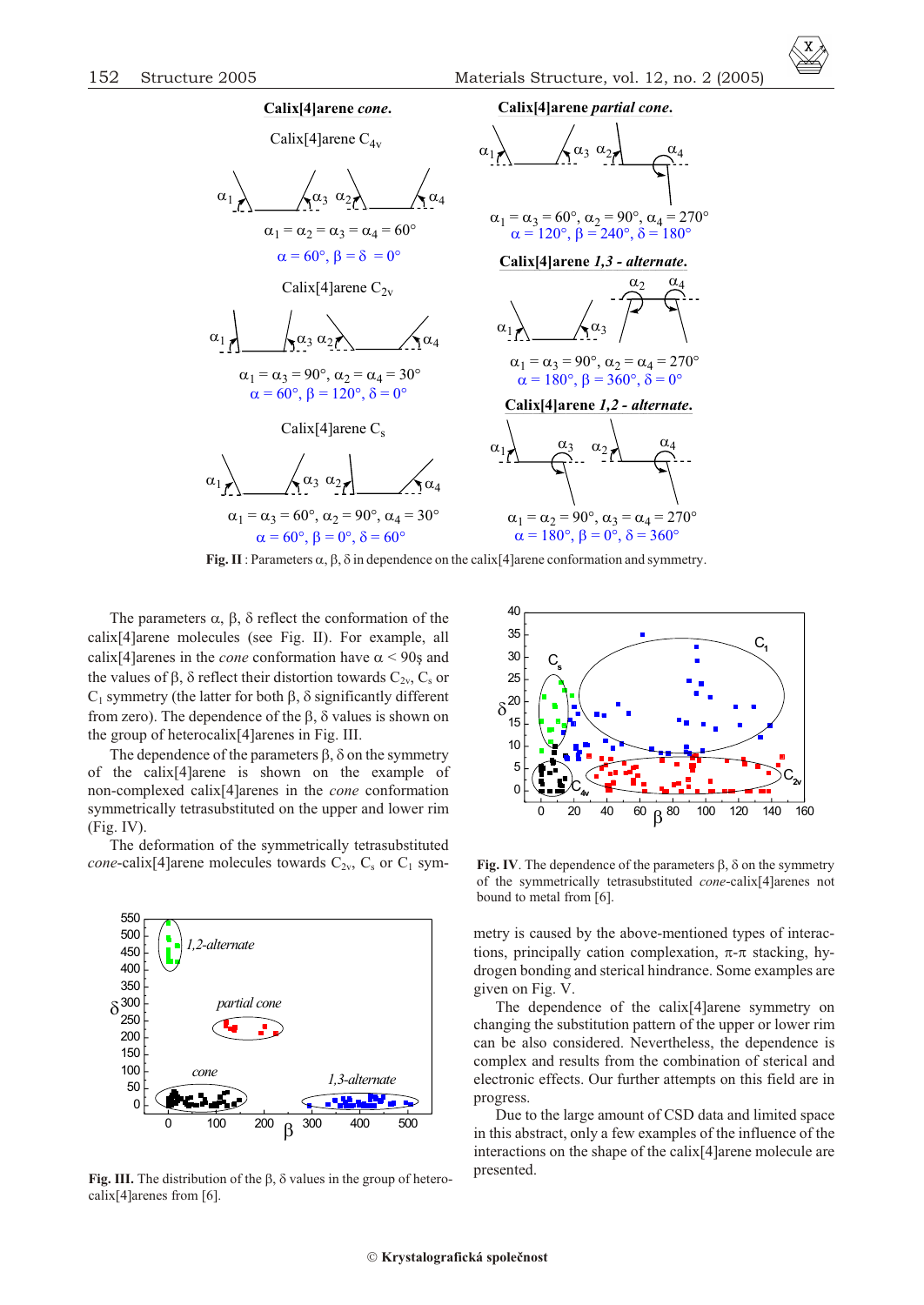**Calix[4]arene *cone*.**

Calix[4]arene $C_{4v}$

$\alpha_1 = \alpha_2 = \alpha_3 = \alpha_4 = 60°$

$\alpha = 60°, \beta = \delta = 0°$

Calix[4]arene $C_{2v}$

$\alpha_1 = \alpha_3 = 90°, \alpha_2 = \alpha_4 = 30°$

$\alpha = 60°, \beta = 120°, \delta = 0°$

Calix[4]arene $C_s$

$\alpha_1 = \alpha_3 = 60°, \alpha_2 = 90°, \alpha_4 = 30°$

$\alpha = 60°, \beta = 0°, \delta = 60°$

**Calix[4]arene *partial cone*.**

$\alpha_1 = \alpha_3 = 60°, \alpha_2 = 90°, \alpha_4 = 270°$

$\alpha = 120°, \beta = 240°, \delta = 180°$

**Calix[4]arene *1,3 - alternate*.**

$\alpha_1 = \alpha_3 = 90°, \alpha_2 = \alpha_4 = 270°$

$\alpha = 180°, \beta = 360°, \delta = 0°$

**Calix[4]arene *1,2 - alternate*.**

$\alpha_1 = \alpha_2 = 90°, \alpha_3 = \alpha_4 = 270°$

$\alpha = 180°, \beta = 0°, \delta = 360°$

**Fig. II** : Parameters α, β, δ in dependence on the calix[4]arene conformation and symmetry.

The parameters α, β, δ reflect the conformation of the calix[4]arene molecules (see Fig. II). For example, all calix[4]arenes in the *cone* conformation have $\alpha < 90°$ and the values of β, δ reflect their distortion towards $C_{2v}$, $C_s$ or $C_1$ symmetry (the latter for both β, δ significantly different from zero). The dependence of the β, δ values is shown on the group of heterocalix[4]arenes in Fig. III.

The dependence of the parameters β, δ on the symmetry of the calix[4]arene is shown on the example of non-complexed calix[4]arenes in the *cone* conformation symmetrically tetrasubstituted on the upper and lower rim (Fig. IV).

The deformation of the symmetrically tetrasubstituted *cone*-calix[4]arene molecules towards $C_{2v}$, $C_s$ or $C_1$ symmetry is caused by the above-mentioned types of interactions, principally cation complexation, π-π stacking, hydrogen bonding and sterical hindrance. Some examples are given on Fig. V.

**Fig. III.** The distribution of the β, δ values in the group of heterocalix[4]arenes from [6].

**Fig. IV**. The dependence of the parameters β, δ on the symmetry of the symmetrically tetrasubstituted *cone*-calix[4]arenes not bound to metal from [6].

The dependence of the calix[4]arene symmetry on changing the substitution pattern of the upper or lower rim can be also considered. Nevertheless, the dependence is complex and results from the combination of sterical and electronic effects. Our further attempts on this field are in progress.

Due to the large amount of CSD data and limited space in this abstract, only a few examples of the influence of the interactions on the shape of the calix[4]arene molecule are presented.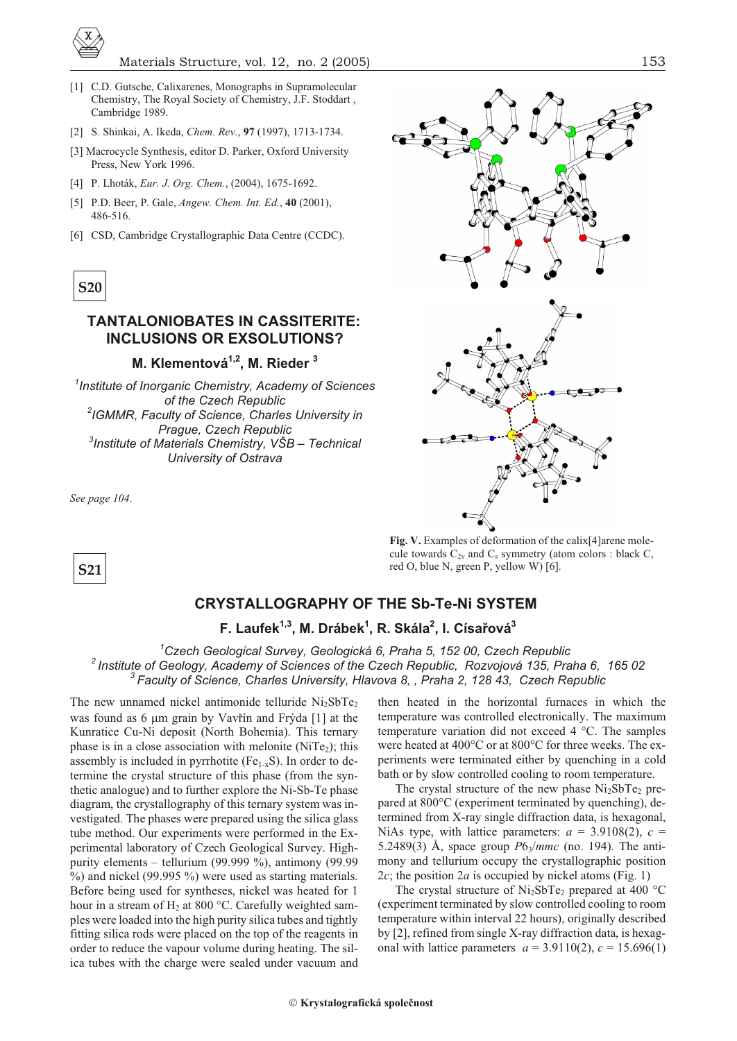[1] C.D. Gutsche, Calixarenes, Monographs in Supramolecular Chemistry, The Royal Society of Chemistry, J.F. Stoddart , Cambridge 1989.

[2] S. Shinkai, A. Ikeda, *Chem. Rev.*, **97** (1997), 1713-1734.

[3] Macrocycle Synthesis, editor D. Parker, Oxford University Press, New York 1996.

[4] P. Lhoták, *Eur. J. Org. Chem.*, (2004), 1675-1692.

[5] P.D. Beer, P. Gale, *Angew. Chem. Int. Ed.*, **40** (2001), 486-516.

[6] CSD, Cambridge Crystallographic Data Centre (CCDC).

**Fig. V.** Examples of deformation of the calix[4]arene molecule towards $C_{2v}$ and $C_s$ symmetry (atom colors : black C, red O, blue N, green P, yellow W) [6].

**S20**

## TANTALONIOBATES IN CASSITERITE: INCLUSIONS OR EXSOLUTIONS?

**M. Klementová[1,2], M. Rieder [3]**

*[1]Institute of Inorganic Chemistry, Academy of Sciences of the Czech Republic*
*[2]IGMMR, Faculty of Science, Charles University in Prague, Czech Republic*
*[3]Institute of Materials Chemistry, VŠB – Technical University of Ostrava*

*See page 104*.

**S21**

## CRYSTALLOGRAPHY OF THE Sb-Te-Ni SYSTEM

**F. Laufek[1,3], M. Drábek[1], R. Skála[2], I. Císařová[3]**

*[1]Czech Geological Survey, Geologická 6, Praha 5, 152 00, Czech Republic*
*[2]Institute of Geology, Academy of Sciences of the Czech Republic, Rozvojová 135, Praha 6, 165 02*
*[3]Faculty of Science, Charles University, Hlavova 8, , Praha 2, 128 43, Czech Republic*

The new unnamed nickel antimonide telluride $Ni_2SbTe_2$ was found as 6 μm grain by Vavřín and Frýda [1] at the Kunratice Cu-Ni deposit (North Bohemia). This ternary phase is in a close association with melonite ($NiTe_2$); this assembly is included in pyrrhotite ($Fe_{1-x}S$). In order to determine the crystal structure of this phase (from the synthetic analogue) and to further explore the Ni-Sb-Te phase diagram, the crystallography of this ternary system was investigated. The phases were prepared using the silica glass tube method. Our experiments were performed in the Experimental laboratory of Czech Geological Survey. High-purity elements – tellurium (99.999 %), antimony (99.99 %) and nickel (99.995 %) were used as starting materials. Before being used for syntheses, nickel was heated for 1 hour in a stream of $H_2$ at 800 °C. Carefully weighted samples were loaded into the high purity silica tubes and tightly fitting silica rods were placed on the top of the reagents in order to reduce the vapour volume during heating. The silica tubes with the charge were sealed under vacuum and then heated in the horizontal furnaces in which the temperature was controlled electronically. The maximum temperature variation did not exceed 4 °C. The samples were heated at 400°C or at 800°C for three weeks. The experiments were terminated either by quenching in a cold bath or by slow controlled cooling to room temperature.

The crystal structure of the new phase $Ni_2SbTe_2$ prepared at 800°C (experiment terminated by quenching), determined from X-ray single diffraction data, is hexagonal, NiAs type, with lattice parameters: $a$ = 3.9108(2), $c$ = 5.2489(3) Å, space group $P6_3/mmc$ (no. 194). The antimony and tellurium occupy the crystallographic position 2$c$; the position 2$a$ is occupied by nickel atoms (Fig. 1)

The crystal structure of $Ni_2SbTe_2$ prepared at 400 °C (experiment terminated by slow controlled cooling to room temperature within interval 22 hours), originally described by [2], refined from single X-ray diffraction data, is hexagonal with lattice parameters $a$ = 3.9110(2), $c$ = 15.696(1)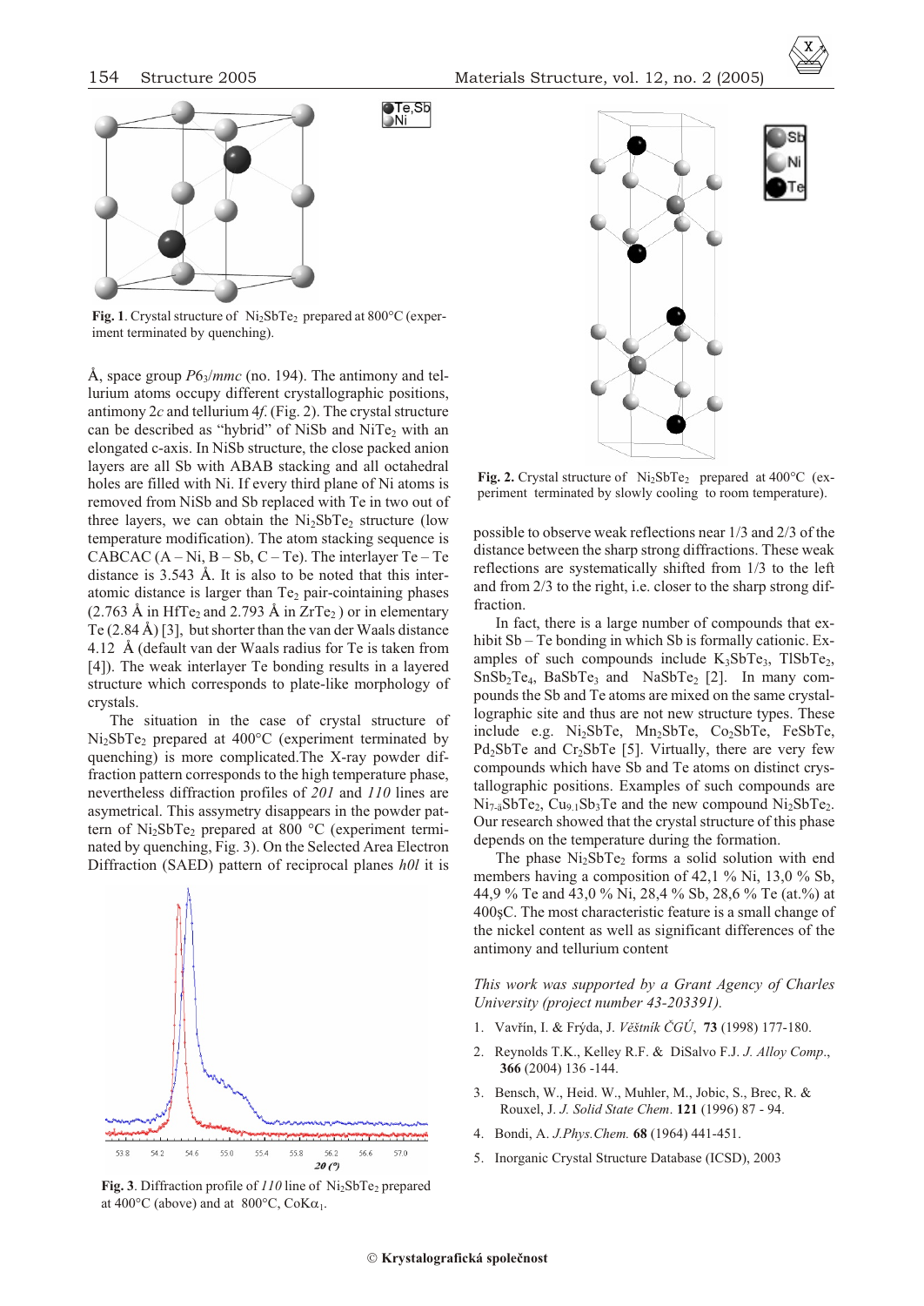Te,Sb
Ni

**Fig. 1**. Crystal structure of $Ni_2SbTe_2$ prepared at 800°C (experiment terminated by quenching).

Å, space group $P6_3/mmc$ (no. 194). The antimony and tellurium atoms occupy different crystallographic positions, antimony 2*c* and tellurium 4*f*. (Fig. 2). The crystal structure can be described as "hybrid" of NiSb and $NiTe_2$ with an elongated c-axis. In NiSb structure, the close packed anion layers are all Sb with ABAB stacking and all octahedral holes are filled with Ni. If every third plane of Ni atoms is removed from NiSb and Sb replaced with Te in two out of three layers, we can obtain the $Ni_2SbTe_2$ structure (low temperature modification). The atom stacking sequence is CABCAC (A – Ni, B – Sb, C – Te). The interlayer Te – Te distance is 3.543 Å. It is also to be noted that this interatomic distance is larger than $Te_2$ pair-cointaining phases (2.763 Å in $HfTe_2$ and 2.793 Å in $ZrTe_2$ ) or in elementary Te (2.84 Å) [3], but shorter than the van der Waals distance 4.12 Å (default van der Waals radius for Te is taken from [4]). The weak interlayer Te bonding results in a layered structure which corresponds to plate-like morphology of crystals.

The situation in the case of crystal structure of $Ni_2SbTe_2$ prepared at 400°C (experiment terminated by quenching) is more complicated.The X-ray powder diffraction pattern corresponds to the high temperature phase, nevertheless diffraction profiles of *201* and *110* lines are asymetrical. This assymetry disappears in the powder pattern of $Ni_2SbTe_2$ prepared at 800 °C (experiment terminated by quenching, Fig. 3). On the Selected Area Electron Diffraction (SAED) pattern of reciprocal planes *h0l* it is

53.8 54.2 54.6 55.0 55.4 55.8 56.2 56.6 57.0
2θ (°)

**Fig. 3**. Diffraction profile of *110* line of $Ni_2SbTe_2$ prepared at 400°C (above) and at 800°C, $CoK\alpha_1$.

Sb
Ni
Te

**Fig. 2.** Crystal structure of $Ni_2SbTe_2$ prepared at 400°C (experiment terminated by slowly cooling to room temperature).

possible to observe weak reflections near 1/3 and 2/3 of the distance between the sharp strong diffractions. These weak reflections are systematically shifted from 1/3 to the left and from 2/3 to the right, i.e. closer to the sharp strong diffraction.

In fact, there is a large number of compounds that exhibit Sb – Te bonding in which Sb is formally cationic. Examples of such compounds include $K_3SbTe_3$, $TlSbTe_2$, $SnSb_2Te_4$, $BaSbTe_3$ and $NaSbTe_2$ [2]. In many compounds the Sb and Te atoms are mixed on the same crystallographic site and thus are not new structure types. These include e.g. $Ni_2SbTe$, $Mn_2SbTe$, $Co_2SbTe$, FeSbTe, $Pd_2SbTe$ and $Cr_2SbTe$ [5]. Virtually, there are very few compounds which have Sb and Te atoms on distinct crystallographic positions. Examples of such compounds are $Ni_{7-\delta}SbTe_2$, $Cu_{9.1}Sb_3Te$ and the new compound $Ni_2SbTe_2$. Our research showed that the crystal structure of this phase depends on the temperature during the formation.

The phase $Ni_2SbTe_2$ forms a solid solution with end members having a composition of 42,1 % Ni, 13,0 % Sb, 44,9 % Te and 43,0 % Ni, 28,4 % Sb, 28,6 % Te (at.%) at 400şC. The most characteristic feature is a small change of the nickel content as well as significant differences of the antimony and tellurium content

*This work was supported by a Grant Agency of Charles University (project number 43-203391).*

1. Vavřín, I. & Frýda, J. *Věštník ČGÚ*, **73** (1998) 177-180.
2. Reynolds T.K., Kelley R.F. & DiSalvo F.J. *J. Alloy Comp*., **366** (2004) 136 -144.
3. Bensch, W., Heid. W., Muhler, M., Jobic, S., Brec, R. & Rouxel, J. *J. Solid State Chem*. **121** (1996) 87 - 94.
4. Bondi, A. *J.Phys.Chem.* **68** (1964) 441-451.
5. Inorganic Crystal Structure Database (ICSD), 2003